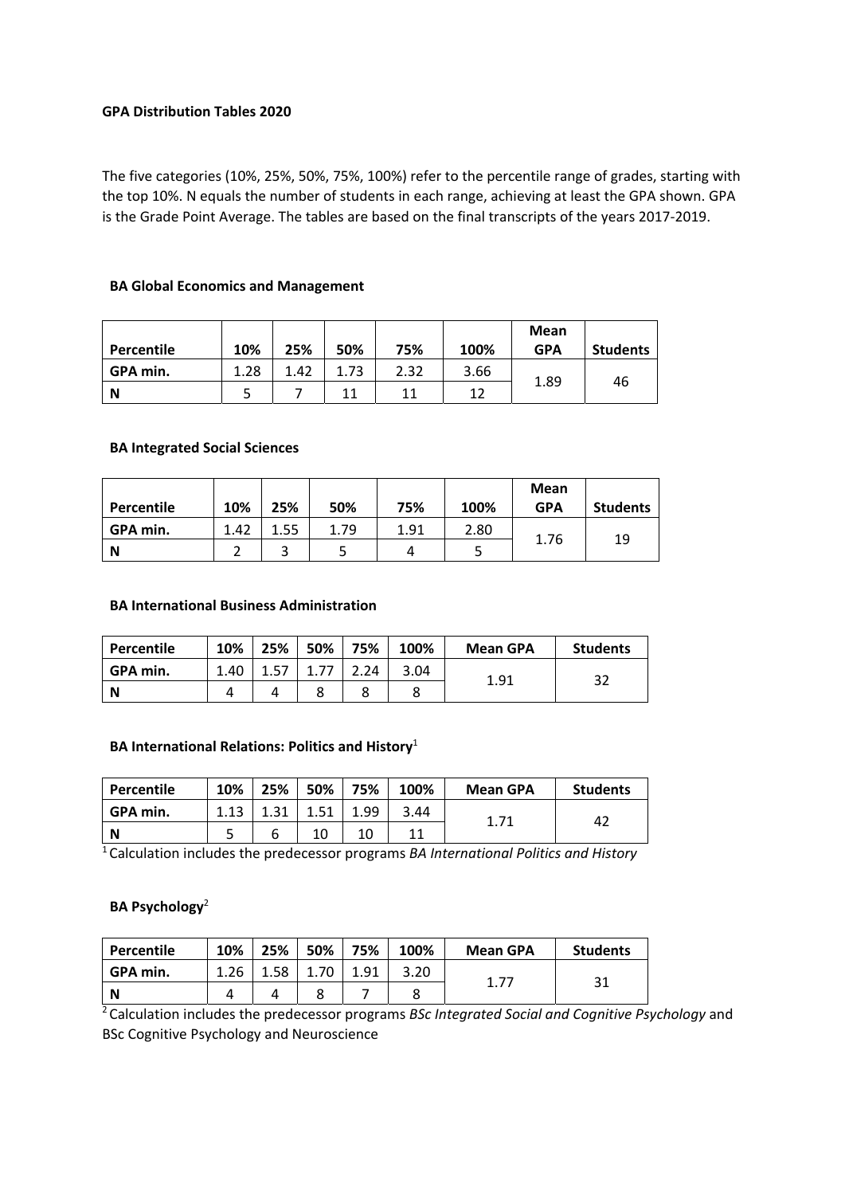**GPA Distribution Tables 2020**

The five categories (10%, 25%, 50%, 75%, 100%) refer to the percentile range of grades, starting with the top 10%. N equals the number of students in each range, achieving at least the GPA shown. GPA is the Grade Point Average. The tables are based on the final transcripts of the years 2017-2019.

**BA Global Economics and Management**

| Percentile | 10% | 25% | 50% | 75% | 100% | Mean GPA | Students |
|---|---|---|---|---|---|---|---|
| GPA min. | 1.28 | 1.42 | 1.73 | 2.32 | 3.66 | 1.89 | 46 |
| N | 5 | 7 | 11 | 11 | 12 | | |

**BA Integrated Social Sciences**

| Percentile | 10% | 25% | 50% | 75% | 100% | Mean GPA | Students |
|---|---|---|---|---|---|---|---|
| GPA min. | 1.42 | 1.55 | 1.79 | 1.91 | 2.80 | 1.76 | 19 |
| N | 2 | 3 | 5 | 4 | 5 | | |

**BA International Business Administration**

| Percentile | 10% | 25% | 50% | 75% | 100% | Mean GPA | Students |
|---|---|---|---|---|---|---|---|
| GPA min. | 1.40 | 1.57 | 1.77 | 2.24 | 3.04 | 1.91 | 32 |
| N | 4 | 4 | 8 | 8 | 8 | | |

**BA International Relations: Politics and History**[1]

| Percentile | 10% | 25% | 50% | 75% | 100% | Mean GPA | Students |
|---|---|---|---|---|---|---|---|
| GPA min. | 1.13 | 1.31 | 1.51 | 1.99 | 3.44 | 1.71 | 42 |
| N | 5 | 6 | 10 | 10 | 11 | | |

[1] Calculation includes the predecessor programs *BA International Politics and History*

**BA Psychology**[2]

| Percentile | 10% | 25% | 50% | 75% | 100% | Mean GPA | Students |
|---|---|---|---|---|---|---|---|
| GPA min. | 1.26 | 1.58 | 1.70 | 1.91 | 3.20 | 1.77 | 31 |
| N | 4 | 4 | 8 | 7 | 8 | | |

[2] Calculation includes the predecessor programs *BSc Integrated Social and Cognitive Psychology* and BSc Cognitive Psychology and Neuroscience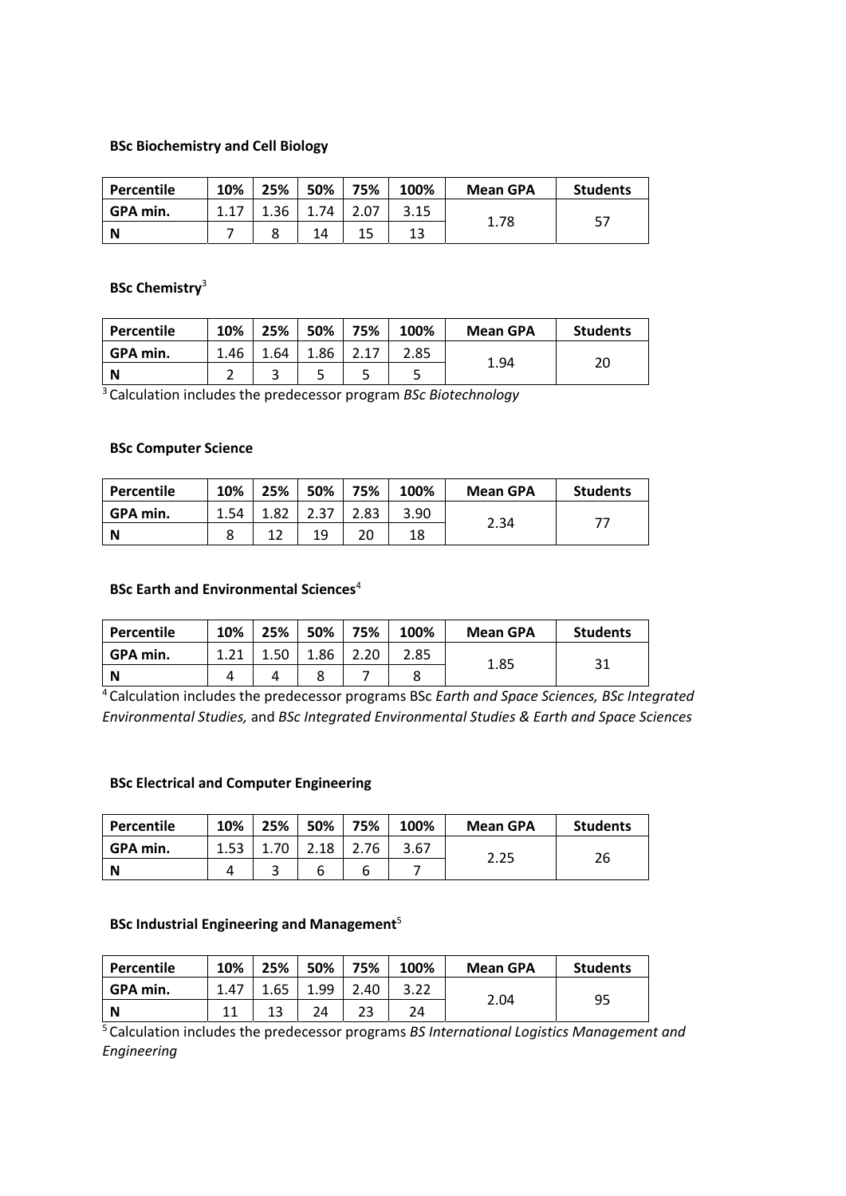**BSc Biochemistry and Cell Biology**

| Percentile | 10% | 25% | 50% | 75% | 100% | Mean GPA | Students |
|---|---|---|---|---|---|---|---|
| GPA min. | 1.17 | 1.36 | 1.74 | 2.07 | 3.15 | 1.78 | 57 |
| N | 7 | 8 | 14 | 15 | 13 | | |

**BSc Chemistry**[3]

| Percentile | 10% | 25% | 50% | 75% | 100% | Mean GPA | Students |
|---|---|---|---|---|---|---|---|
| GPA min. | 1.46 | 1.64 | 1.86 | 2.17 | 2.85 | 1.94 | 20 |
| N | 2 | 3 | 5 | 5 | 5 | | |

[3] Calculation includes the predecessor program *BSc Biotechnology*

**BSc Computer Science**

| Percentile | 10% | 25% | 50% | 75% | 100% | Mean GPA | Students |
|---|---|---|---|---|---|---|---|
| GPA min. | 1.54 | 1.82 | 2.37 | 2.83 | 3.90 | 2.34 | 77 |
| N | 8 | 12 | 19 | 20 | 18 | | |

**BSc Earth and Environmental Sciences**[4]

| Percentile | 10% | 25% | 50% | 75% | 100% | Mean GPA | Students |
|---|---|---|---|---|---|---|---|
| GPA min. | 1.21 | 1.50 | 1.86 | 2.20 | 2.85 | 1.85 | 31 |
| N | 4 | 4 | 8 | 7 | 8 | | |

[4] Calculation includes the predecessor programs BSc *Earth and Space Sciences, BSc Integrated Environmental Studies,* and *BSc Integrated Environmental Studies & Earth and Space Sciences*

**BSc Electrical and Computer Engineering**

| Percentile | 10% | 25% | 50% | 75% | 100% | Mean GPA | Students |
|---|---|---|---|---|---|---|---|
| GPA min. | 1.53 | 1.70 | 2.18 | 2.76 | 3.67 | 2.25 | 26 |
| N | 4 | 3 | 6 | 6 | 7 | | |

**BSc Industrial Engineering and Management**[5]

| Percentile | 10% | 25% | 50% | 75% | 100% | Mean GPA | Students |
|---|---|---|---|---|---|---|---|
| GPA min. | 1.47 | 1.65 | 1.99 | 2.40 | 3.22 | 2.04 | 95 |
| N | 11 | 13 | 24 | 23 | 24 | | |

[5] Calculation includes the predecessor programs *BS International Logistics Management and Engineering*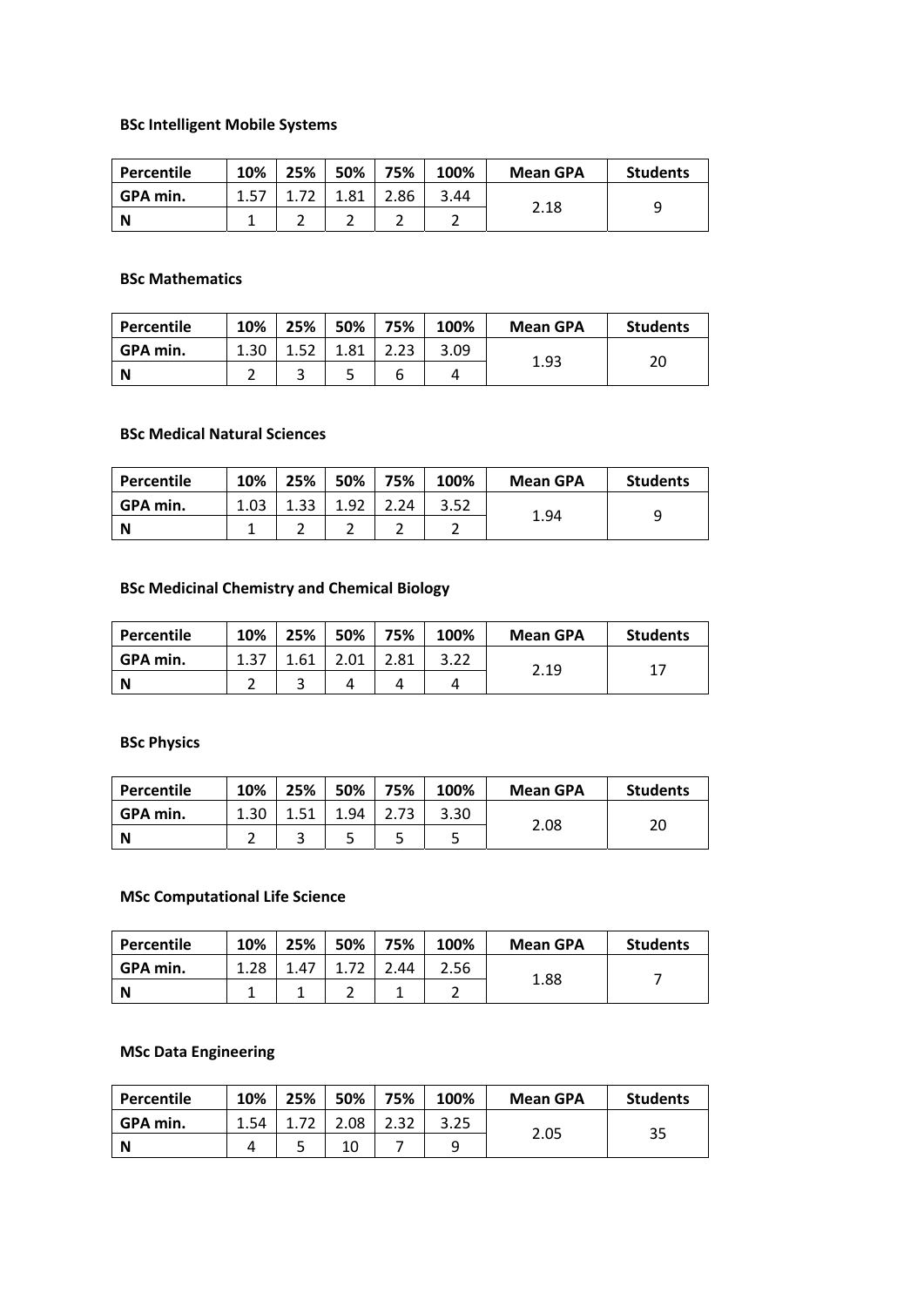**BSc Intelligent Mobile Systems**

| Percentile | 10% | 25% | 50% | 75% | 100% | Mean GPA | Students |
|---|---|---|---|---|---|---|---|
| GPA min. | 1.57 | 1.72 | 1.81 | 2.86 | 3.44 | 2.18 | 9 |
| N | 1 | 2 | 2 | 2 | 2 | | |

**BSc Mathematics**

| Percentile | 10% | 25% | 50% | 75% | 100% | Mean GPA | Students |
|---|---|---|---|---|---|---|---|
| GPA min. | 1.30 | 1.52 | 1.81 | 2.23 | 3.09 | 1.93 | 20 |
| N | 2 | 3 | 5 | 6 | 4 | | |

**BSc Medical Natural Sciences**

| Percentile | 10% | 25% | 50% | 75% | 100% | Mean GPA | Students |
|---|---|---|---|---|---|---|---|
| GPA min. | 1.03 | 1.33 | 1.92 | 2.24 | 3.52 | 1.94 | 9 |
| N | 1 | 2 | 2 | 2 | 2 | | |

**BSc Medicinal Chemistry and Chemical Biology**

| Percentile | 10% | 25% | 50% | 75% | 100% | Mean GPA | Students |
|---|---|---|---|---|---|---|---|
| GPA min. | 1.37 | 1.61 | 2.01 | 2.81 | 3.22 | 2.19 | 17 |
| N | 2 | 3 | 4 | 4 | 4 | | |

**BSc Physics**

| Percentile | 10% | 25% | 50% | 75% | 100% | Mean GPA | Students |
|---|---|---|---|---|---|---|---|
| GPA min. | 1.30 | 1.51 | 1.94 | 2.73 | 3.30 | 2.08 | 20 |
| N | 2 | 3 | 5 | 5 | 5 | | |

**MSc Computational Life Science**

| Percentile | 10% | 25% | 50% | 75% | 100% | Mean GPA | Students |
|---|---|---|---|---|---|---|---|
| GPA min. | 1.28 | 1.47 | 1.72 | 2.44 | 2.56 | 1.88 | 7 |
| N | 1 | 1 | 2 | 1 | 2 | | |

**MSc Data Engineering**

| Percentile | 10% | 25% | 50% | 75% | 100% | Mean GPA | Students |
|---|---|---|---|---|---|---|---|
| GPA min. | 1.54 | 1.72 | 2.08 | 2.32 | 3.25 | 2.05 | 35 |
| N | 4 | 5 | 10 | 7 | 9 | | |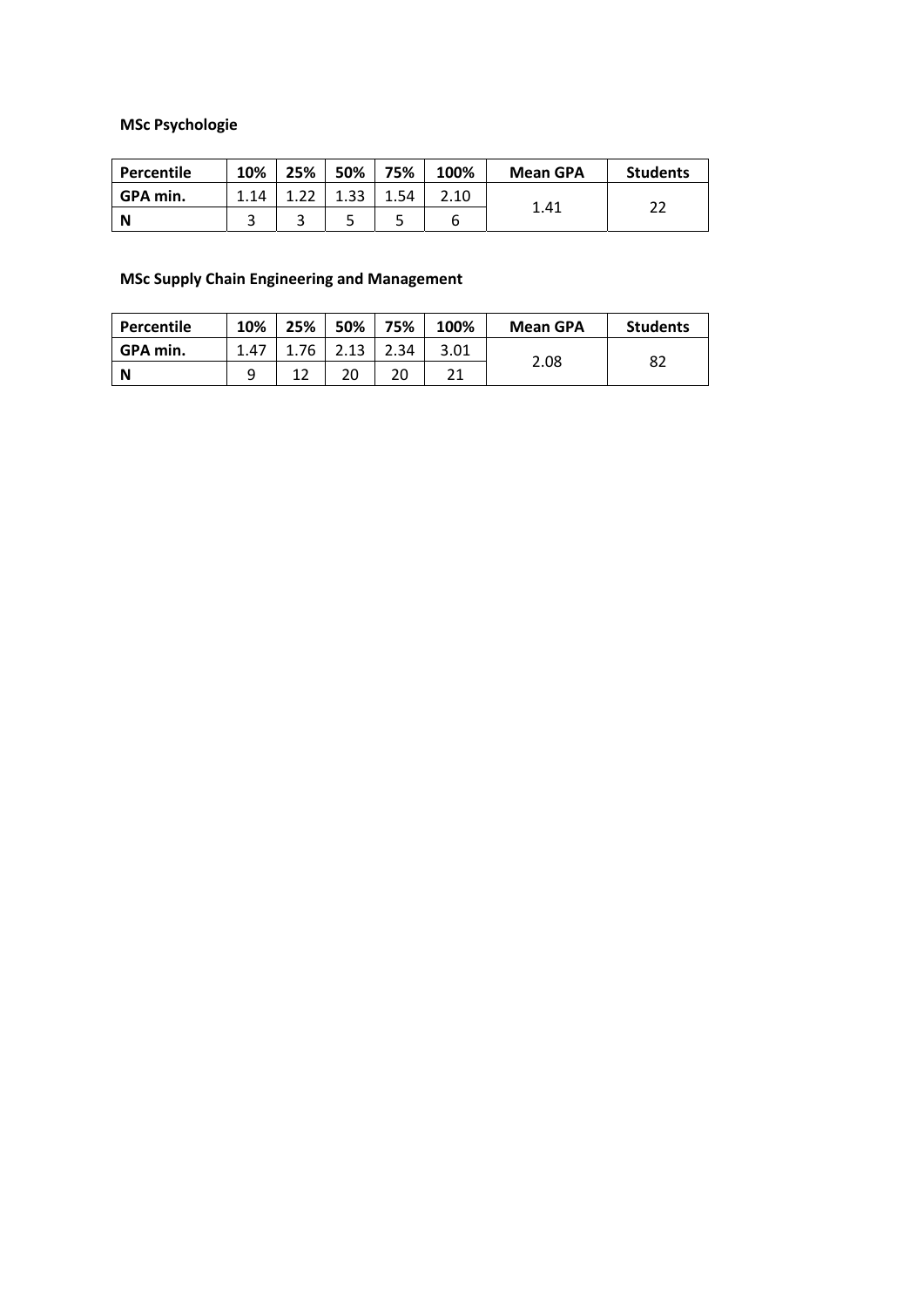**MSc Psychologie**

| Percentile | 10% | 25% | 50% | 75% | 100% | Mean GPA | Students |
|---|---|---|---|---|---|---|---|
| GPA min. | 1.14 | 1.22 | 1.33 | 1.54 | 2.10 | 1.41 | 22 |
| N | 3 | 3 | 5 | 5 | 6 | | |

**MSc Supply Chain Engineering and Management**

| Percentile | 10% | 25% | 50% | 75% | 100% | Mean GPA | Students |
|---|---|---|---|---|---|---|---|
| GPA min. | 1.47 | 1.76 | 2.13 | 2.34 | 3.01 | 2.08 | 82 |
| N | 9 | 12 | 20 | 20 | 21 | | |